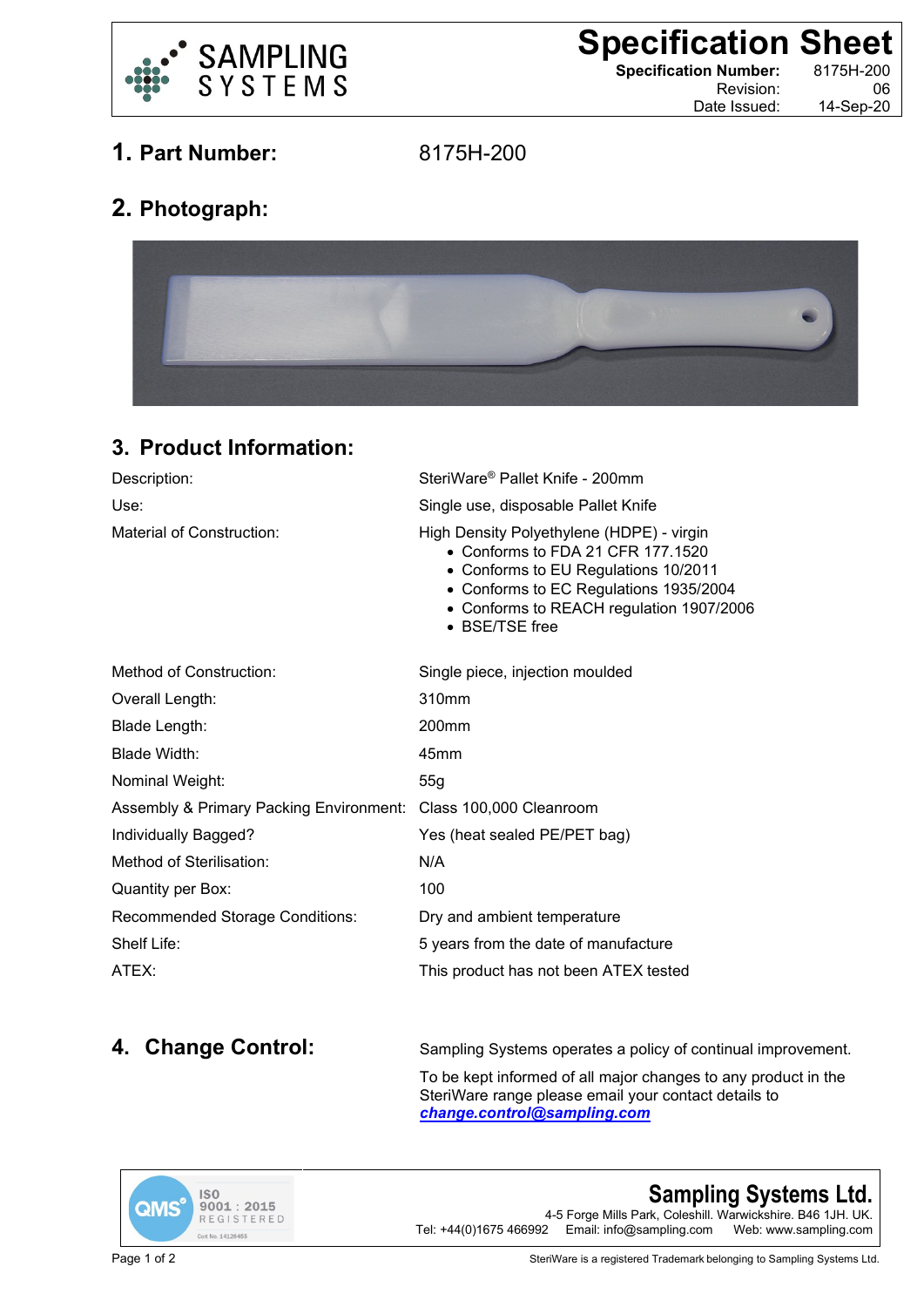# Specification Sheet

**Specification Number:** 8175H-200
Revision: 06
Date Issued: 14-Sep-20

## 1. Part Number: 8175H-200

## 2. Photograph:

## 3. Product Information:

| | |
|---|---|
| Description: | SteriWare® Pallet Knife - 200mm |
| Use: | Single use, disposable Pallet Knife |
| Material of Construction: | High Density Polyethylene (HDPE) - virgin<br>• Conforms to FDA 21 CFR 177.1520<br>• Conforms to EU Regulations 10/2011<br>• Conforms to EC Regulations 1935/2004<br>• Conforms to REACH regulation 1907/2006<br>• BSE/TSE free |
| Method of Construction: | Single piece, injection moulded |
| Overall Length: | 310mm |
| Blade Length: | 200mm |
| Blade Width: | 45mm |
| Nominal Weight: | 55g |
| Assembly & Primary Packing Environment: | Class 100,000 Cleanroom |
| Individually Bagged? | Yes (heat sealed PE/PET bag) |
| Method of Sterilisation: | N/A |
| Quantity per Box: | 100 |
| Recommended Storage Conditions: | Dry and ambient temperature |
| Shelf Life: | 5 years from the date of manufacture |
| ATEX: | This product has not been ATEX tested |

## 4. Change Control:

Sampling Systems operates a policy of continual improvement.

To be kept informed of all major changes to any product in the SteriWare range please email your contact details to ***change.control@sampling.com***

QMS ISO 9001 : 2015 REGISTERED Cert No. 14126455

**Sampling Systems Ltd.**
4-5 Forge Mills Park, Coleshill. Warwickshire. B46 1JH. UK.
Tel: +44(0)1675 466992 Email: info@sampling.com Web: www.sampling.com

SteriWare is a registered Trademark belonging to Sampling Systems Ltd.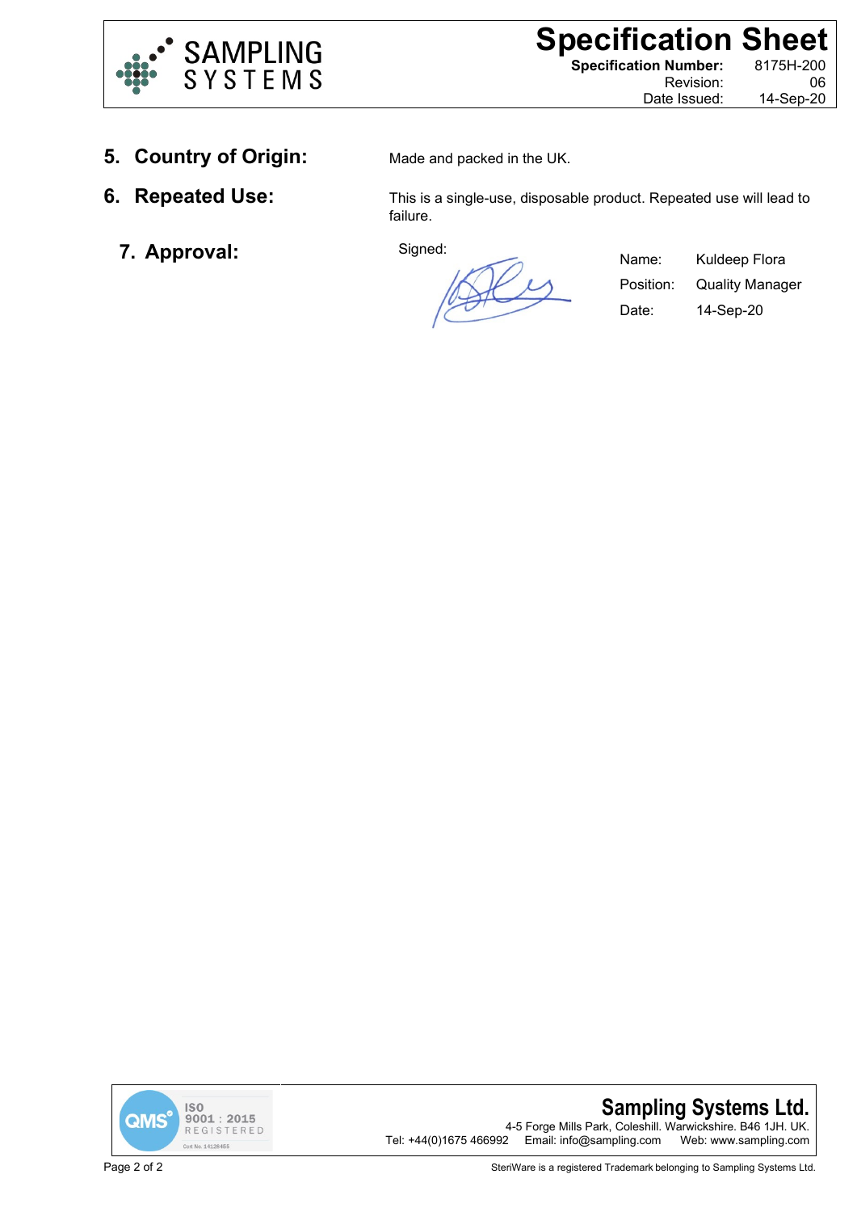**Specification Sheet**

**Specification Number:** 8175H-200
Revision: 06
Date Issued: 14-Sep-20

## 5. Country of Origin:

Made and packed in the UK.

## 6. Repeated Use:

This is a single-use, disposable product. Repeated use will lead to failure.

## 7. Approval:

Signed:

| | |
|---|---|
| Name: | Kuldeep Flora |
| Position: | Quality Manager |
| Date: | 14-Sep-20 |

ISO 9001 : 2015 REGISTERED

**Sampling Systems Ltd.**
4-5 Forge Mills Park, Coleshill. Warwickshire. B46 1JH. UK.
Tel: +44(0)1675 466992 Email: info@sampling.com Web: www.sampling.com

SteriWare is a registered Trademark belonging to Sampling Systems Ltd.